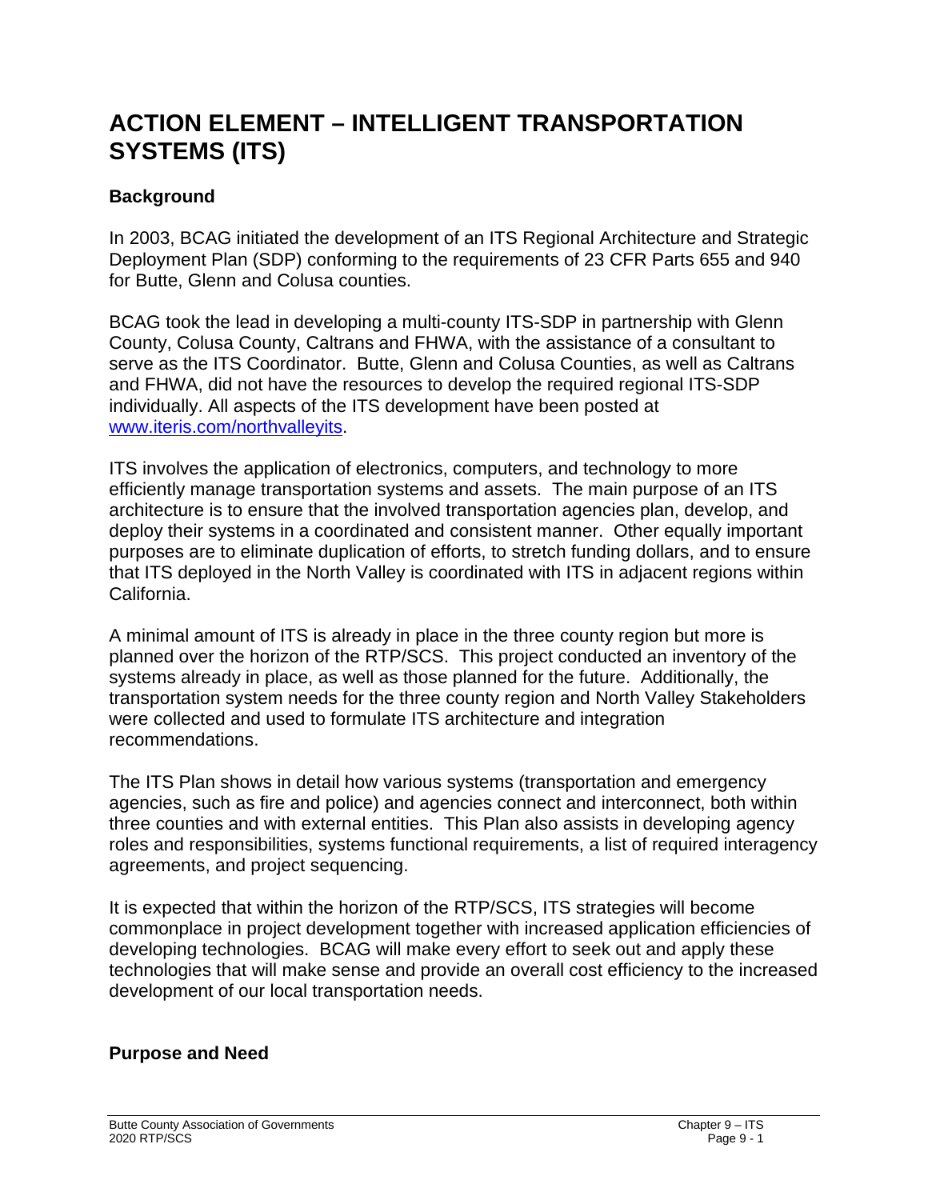# ACTION ELEMENT – INTELLIGENT TRANSPORTATION SYSTEMS (ITS)

## Background

In 2003, BCAG initiated the development of an ITS Regional Architecture and Strategic Deployment Plan (SDP) conforming to the requirements of 23 CFR Parts 655 and 940 for Butte, Glenn and Colusa counties.

BCAG took the lead in developing a multi-county ITS-SDP in partnership with Glenn County, Colusa County, Caltrans and FHWA, with the assistance of a consultant to serve as the ITS Coordinator. Butte, Glenn and Colusa Counties, as well as Caltrans and FHWA, did not have the resources to develop the required regional ITS-SDP individually. All aspects of the ITS development have been posted at [www.iteris.com/northvalleyits](www.iteris.com/northvalleyits).

ITS involves the application of electronics, computers, and technology to more efficiently manage transportation systems and assets. The main purpose of an ITS architecture is to ensure that the involved transportation agencies plan, develop, and deploy their systems in a coordinated and consistent manner. Other equally important purposes are to eliminate duplication of efforts, to stretch funding dollars, and to ensure that ITS deployed in the North Valley is coordinated with ITS in adjacent regions within California.

A minimal amount of ITS is already in place in the three county region but more is planned over the horizon of the RTP/SCS. This project conducted an inventory of the systems already in place, as well as those planned for the future. Additionally, the transportation system needs for the three county region and North Valley Stakeholders were collected and used to formulate ITS architecture and integration recommendations.

The ITS Plan shows in detail how various systems (transportation and emergency agencies, such as fire and police) and agencies connect and interconnect, both within three counties and with external entities. This Plan also assists in developing agency roles and responsibilities, systems functional requirements, a list of required interagency agreements, and project sequencing.

It is expected that within the horizon of the RTP/SCS, ITS strategies will become commonplace in project development together with increased application efficiencies of developing technologies. BCAG will make every effort to seek out and apply these technologies that will make sense and provide an overall cost efficiency to the increased development of our local transportation needs.

## Purpose and Need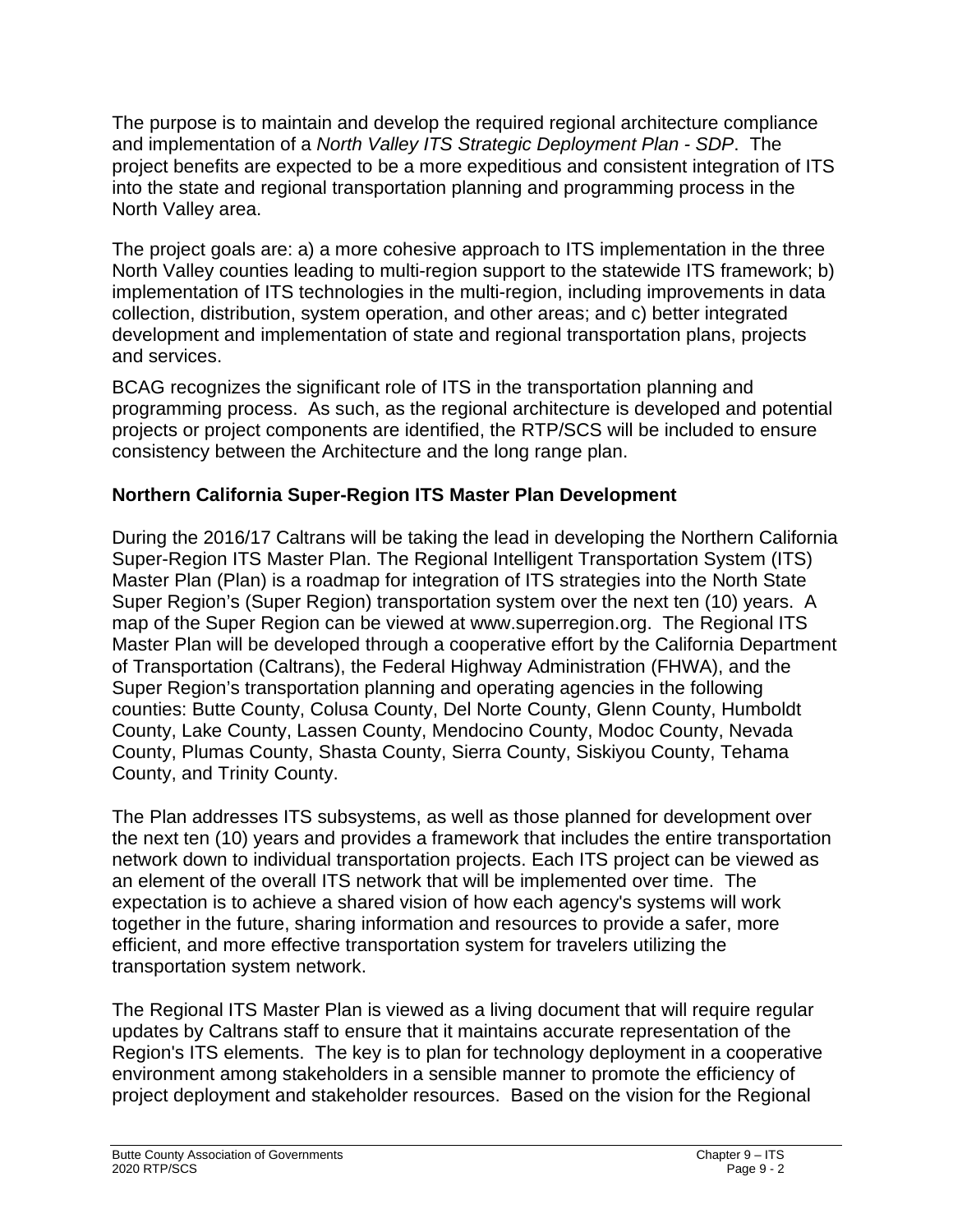The purpose is to maintain and develop the required regional architecture compliance and implementation of a *North Valley ITS Strategic Deployment Plan - SDP*. The project benefits are expected to be a more expeditious and consistent integration of ITS into the state and regional transportation planning and programming process in the North Valley area.

The project goals are: a) a more cohesive approach to ITS implementation in the three North Valley counties leading to multi-region support to the statewide ITS framework; b) implementation of ITS technologies in the multi-region, including improvements in data collection, distribution, system operation, and other areas; and c) better integrated development and implementation of state and regional transportation plans, projects and services.

BCAG recognizes the significant role of ITS in the transportation planning and programming process. As such, as the regional architecture is developed and potential projects or project components are identified, the RTP/SCS will be included to ensure consistency between the Architecture and the long range plan.

**Northern California Super-Region ITS Master Plan Development**

During the 2016/17 Caltrans will be taking the lead in developing the Northern California Super-Region ITS Master Plan. The Regional Intelligent Transportation System (ITS) Master Plan (Plan) is a roadmap for integration of ITS strategies into the North State Super Region's (Super Region) transportation system over the next ten (10) years. A map of the Super Region can be viewed at www.superregion.org. The Regional ITS Master Plan will be developed through a cooperative effort by the California Department of Transportation (Caltrans), the Federal Highway Administration (FHWA), and the Super Region's transportation planning and operating agencies in the following counties: Butte County, Colusa County, Del Norte County, Glenn County, Humboldt County, Lake County, Lassen County, Mendocino County, Modoc County, Nevada County, Plumas County, Shasta County, Sierra County, Siskiyou County, Tehama County, and Trinity County.

The Plan addresses ITS subsystems, as well as those planned for development over the next ten (10) years and provides a framework that includes the entire transportation network down to individual transportation projects. Each ITS project can be viewed as an element of the overall ITS network that will be implemented over time. The expectation is to achieve a shared vision of how each agency's systems will work together in the future, sharing information and resources to provide a safer, more efficient, and more effective transportation system for travelers utilizing the transportation system network.

The Regional ITS Master Plan is viewed as a living document that will require regular updates by Caltrans staff to ensure that it maintains accurate representation of the Region's ITS elements. The key is to plan for technology deployment in a cooperative environment among stakeholders in a sensible manner to promote the efficiency of project deployment and stakeholder resources. Based on the vision for the Regional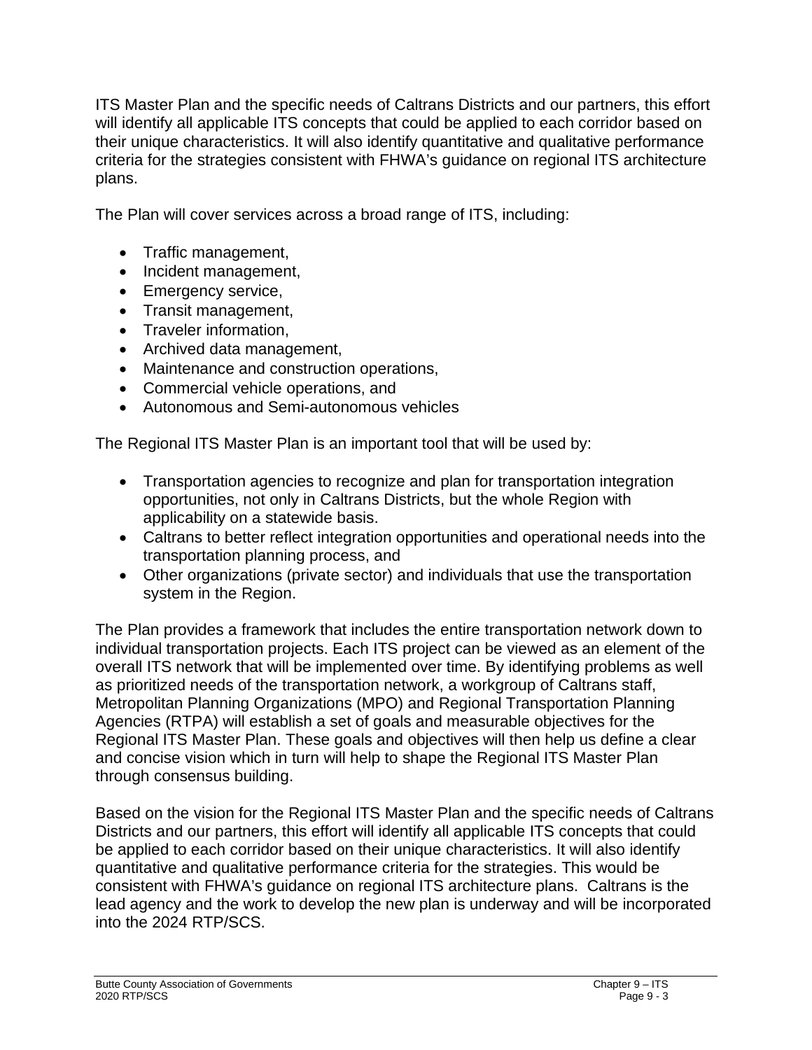ITS Master Plan and the specific needs of Caltrans Districts and our partners, this effort will identify all applicable ITS concepts that could be applied to each corridor based on their unique characteristics. It will also identify quantitative and qualitative performance criteria for the strategies consistent with FHWA's guidance on regional ITS architecture plans.

The Plan will cover services across a broad range of ITS, including:

- Traffic management,
- Incident management,
- Emergency service,
- Transit management,
- Traveler information,
- Archived data management,
- Maintenance and construction operations,
- Commercial vehicle operations, and
- Autonomous and Semi-autonomous vehicles

The Regional ITS Master Plan is an important tool that will be used by:

- Transportation agencies to recognize and plan for transportation integration opportunities, not only in Caltrans Districts, but the whole Region with applicability on a statewide basis.
- Caltrans to better reflect integration opportunities and operational needs into the transportation planning process, and
- Other organizations (private sector) and individuals that use the transportation system in the Region.

The Plan provides a framework that includes the entire transportation network down to individual transportation projects. Each ITS project can be viewed as an element of the overall ITS network that will be implemented over time. By identifying problems as well as prioritized needs of the transportation network, a workgroup of Caltrans staff, Metropolitan Planning Organizations (MPO) and Regional Transportation Planning Agencies (RTPA) will establish a set of goals and measurable objectives for the Regional ITS Master Plan. These goals and objectives will then help us define a clear and concise vision which in turn will help to shape the Regional ITS Master Plan through consensus building.

Based on the vision for the Regional ITS Master Plan and the specific needs of Caltrans Districts and our partners, this effort will identify all applicable ITS concepts that could be applied to each corridor based on their unique characteristics. It will also identify quantitative and qualitative performance criteria for the strategies. This would be consistent with FHWA's guidance on regional ITS architecture plans. Caltrans is the lead agency and the work to develop the new plan is underway and will be incorporated into the 2024 RTP/SCS.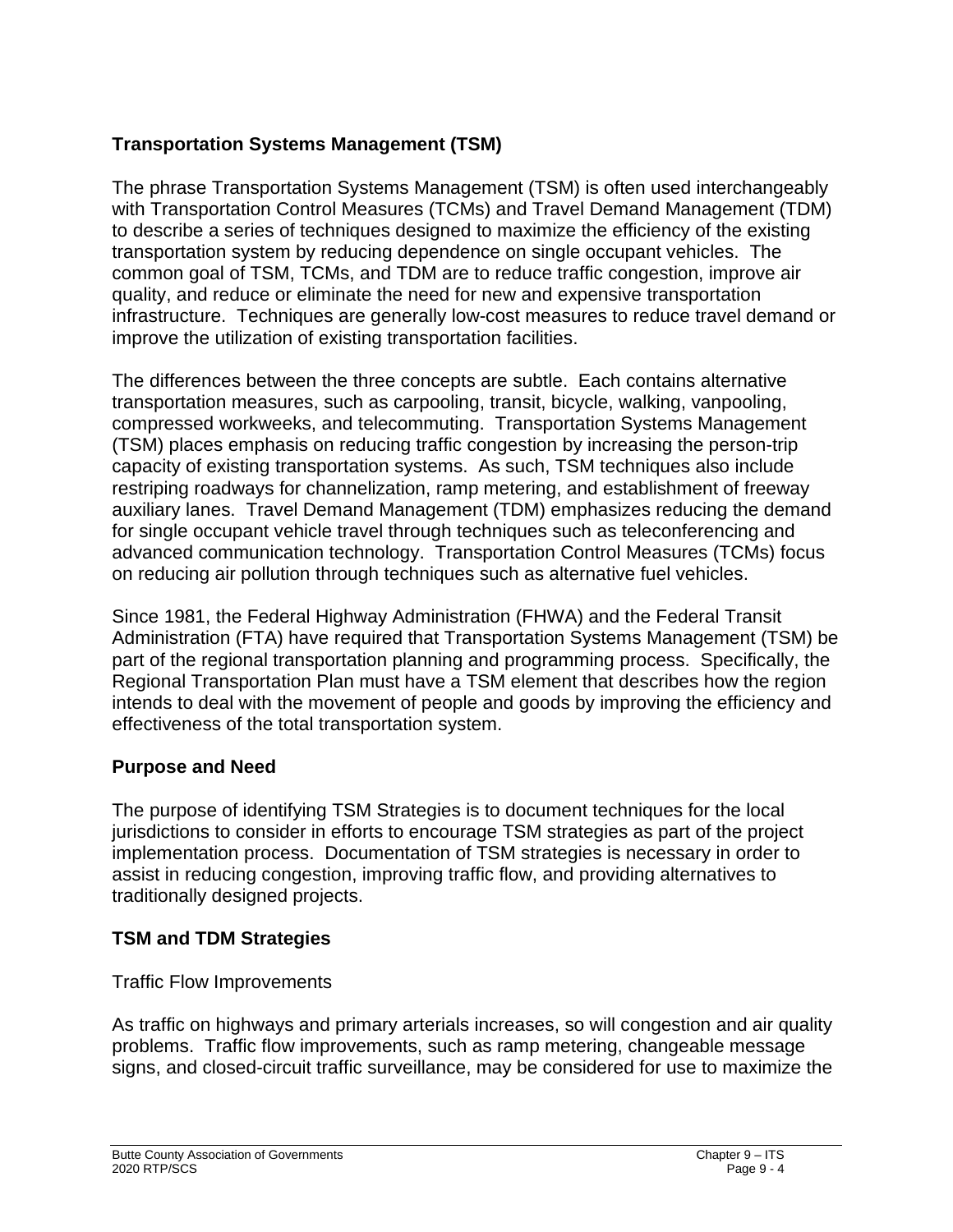## Transportation Systems Management (TSM)

The phrase Transportation Systems Management (TSM) is often used interchangeably with Transportation Control Measures (TCMs) and Travel Demand Management (TDM) to describe a series of techniques designed to maximize the efficiency of the existing transportation system by reducing dependence on single occupant vehicles. The common goal of TSM, TCMs, and TDM are to reduce traffic congestion, improve air quality, and reduce or eliminate the need for new and expensive transportation infrastructure. Techniques are generally low-cost measures to reduce travel demand or improve the utilization of existing transportation facilities.

The differences between the three concepts are subtle. Each contains alternative transportation measures, such as carpooling, transit, bicycle, walking, vanpooling, compressed workweeks, and telecommuting. Transportation Systems Management (TSM) places emphasis on reducing traffic congestion by increasing the person-trip capacity of existing transportation systems. As such, TSM techniques also include restriping roadways for channelization, ramp metering, and establishment of freeway auxiliary lanes. Travel Demand Management (TDM) emphasizes reducing the demand for single occupant vehicle travel through techniques such as teleconferencing and advanced communication technology. Transportation Control Measures (TCMs) focus on reducing air pollution through techniques such as alternative fuel vehicles.

Since 1981, the Federal Highway Administration (FHWA) and the Federal Transit Administration (FTA) have required that Transportation Systems Management (TSM) be part of the regional transportation planning and programming process. Specifically, the Regional Transportation Plan must have a TSM element that describes how the region intends to deal with the movement of people and goods by improving the efficiency and effectiveness of the total transportation system.

## Purpose and Need

The purpose of identifying TSM Strategies is to document techniques for the local jurisdictions to consider in efforts to encourage TSM strategies as part of the project implementation process. Documentation of TSM strategies is necessary in order to assist in reducing congestion, improving traffic flow, and providing alternatives to traditionally designed projects.

## TSM and TDM Strategies

### Traffic Flow Improvements

As traffic on highways and primary arterials increases, so will congestion and air quality problems. Traffic flow improvements, such as ramp metering, changeable message signs, and closed-circuit traffic surveillance, may be considered for use to maximize the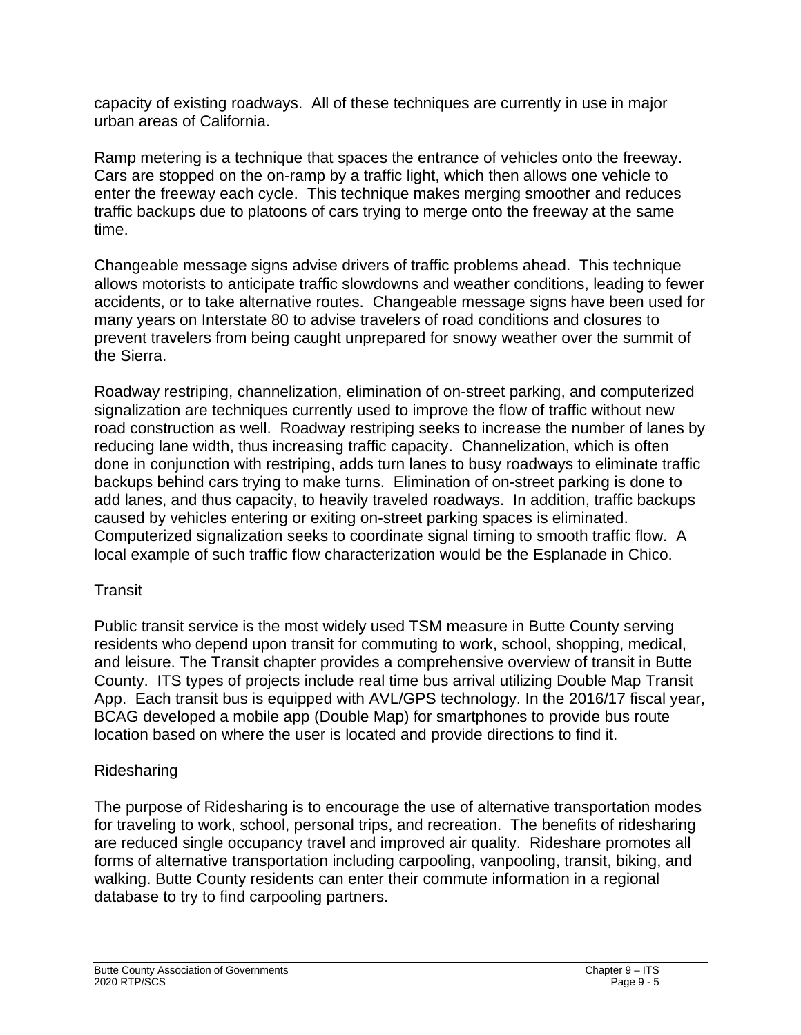capacity of existing roadways. All of these techniques are currently in use in major urban areas of California.

Ramp metering is a technique that spaces the entrance of vehicles onto the freeway. Cars are stopped on the on-ramp by a traffic light, which then allows one vehicle to enter the freeway each cycle. This technique makes merging smoother and reduces traffic backups due to platoons of cars trying to merge onto the freeway at the same time.

Changeable message signs advise drivers of traffic problems ahead. This technique allows motorists to anticipate traffic slowdowns and weather conditions, leading to fewer accidents, or to take alternative routes. Changeable message signs have been used for many years on Interstate 80 to advise travelers of road conditions and closures to prevent travelers from being caught unprepared for snowy weather over the summit of the Sierra.

Roadway restriping, channelization, elimination of on-street parking, and computerized signalization are techniques currently used to improve the flow of traffic without new road construction as well. Roadway restriping seeks to increase the number of lanes by reducing lane width, thus increasing traffic capacity. Channelization, which is often done in conjunction with restriping, adds turn lanes to busy roadways to eliminate traffic backups behind cars trying to make turns. Elimination of on-street parking is done to add lanes, and thus capacity, to heavily traveled roadways. In addition, traffic backups caused by vehicles entering or exiting on-street parking spaces is eliminated. Computerized signalization seeks to coordinate signal timing to smooth traffic flow. A local example of such traffic flow characterization would be the Esplanade in Chico.

## Transit

Public transit service is the most widely used TSM measure in Butte County serving residents who depend upon transit for commuting to work, school, shopping, medical, and leisure. The Transit chapter provides a comprehensive overview of transit in Butte County. ITS types of projects include real time bus arrival utilizing Double Map Transit App. Each transit bus is equipped with AVL/GPS technology. In the 2016/17 fiscal year, BCAG developed a mobile app (Double Map) for smartphones to provide bus route location based on where the user is located and provide directions to find it.

## Ridesharing

The purpose of Ridesharing is to encourage the use of alternative transportation modes for traveling to work, school, personal trips, and recreation. The benefits of ridesharing are reduced single occupancy travel and improved air quality. Rideshare promotes all forms of alternative transportation including carpooling, vanpooling, transit, biking, and walking. Butte County residents can enter their commute information in a regional database to try to find carpooling partners.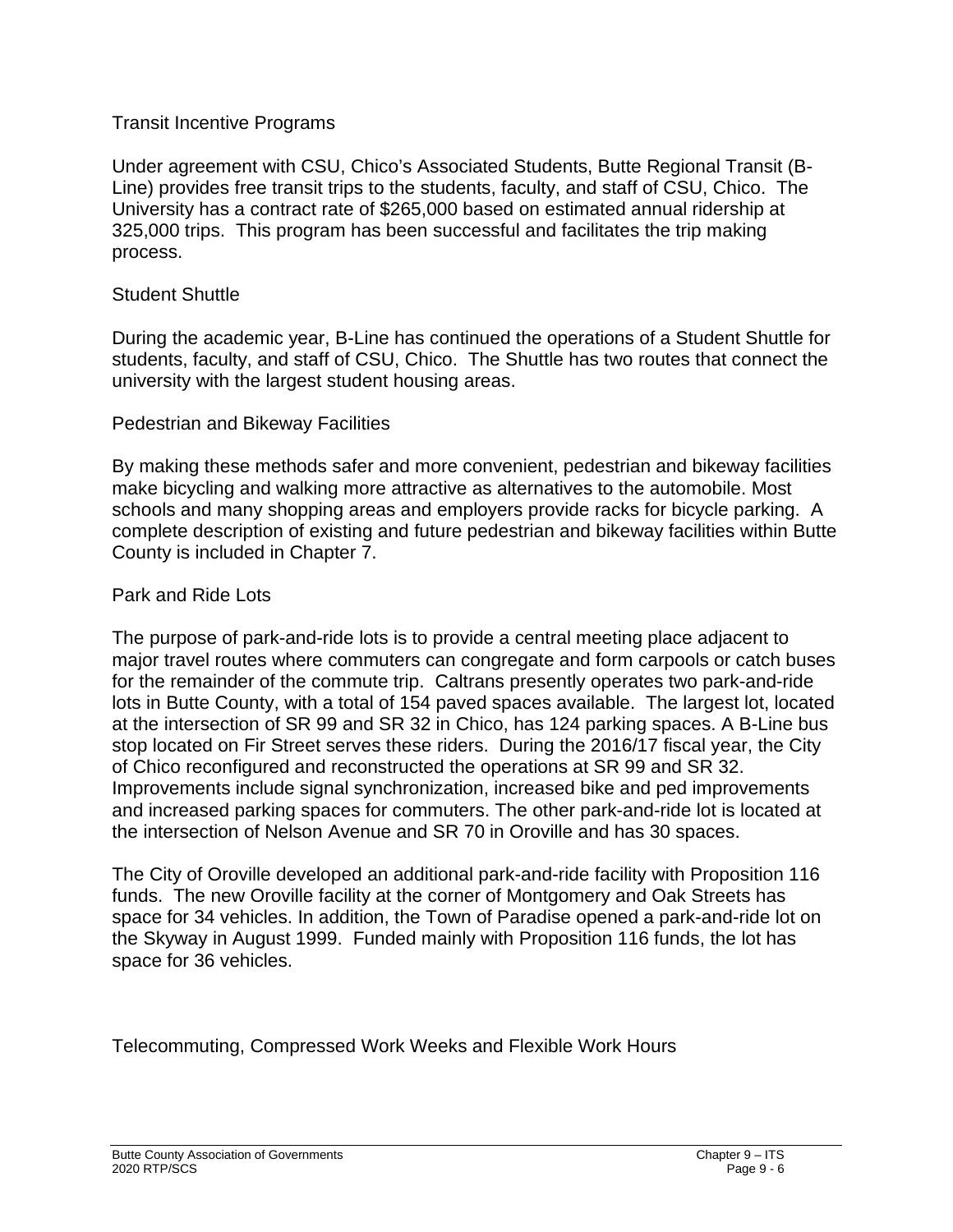### Transit Incentive Programs

Under agreement with CSU, Chico's Associated Students, Butte Regional Transit (B-Line) provides free transit trips to the students, faculty, and staff of CSU, Chico. The University has a contract rate of $265,000 based on estimated annual ridership at 325,000 trips. This program has been successful and facilitates the trip making process.

### Student Shuttle

During the academic year, B-Line has continued the operations of a Student Shuttle for students, faculty, and staff of CSU, Chico. The Shuttle has two routes that connect the university with the largest student housing areas.

### Pedestrian and Bikeway Facilities

By making these methods safer and more convenient, pedestrian and bikeway facilities make bicycling and walking more attractive as alternatives to the automobile. Most schools and many shopping areas and employers provide racks for bicycle parking. A complete description of existing and future pedestrian and bikeway facilities within Butte County is included in Chapter 7.

### Park and Ride Lots

The purpose of park-and-ride lots is to provide a central meeting place adjacent to major travel routes where commuters can congregate and form carpools or catch buses for the remainder of the commute trip. Caltrans presently operates two park-and-ride lots in Butte County, with a total of 154 paved spaces available. The largest lot, located at the intersection of SR 99 and SR 32 in Chico, has 124 parking spaces. A B-Line bus stop located on Fir Street serves these riders. During the 2016/17 fiscal year, the City of Chico reconfigured and reconstructed the operations at SR 99 and SR 32. Improvements include signal synchronization, increased bike and ped improvements and increased parking spaces for commuters. The other park-and-ride lot is located at the intersection of Nelson Avenue and SR 70 in Oroville and has 30 spaces.

The City of Oroville developed an additional park-and-ride facility with Proposition 116 funds. The new Oroville facility at the corner of Montgomery and Oak Streets has space for 34 vehicles. In addition, the Town of Paradise opened a park-and-ride lot on the Skyway in August 1999. Funded mainly with Proposition 116 funds, the lot has space for 36 vehicles.

### Telecommuting, Compressed Work Weeks and Flexible Work Hours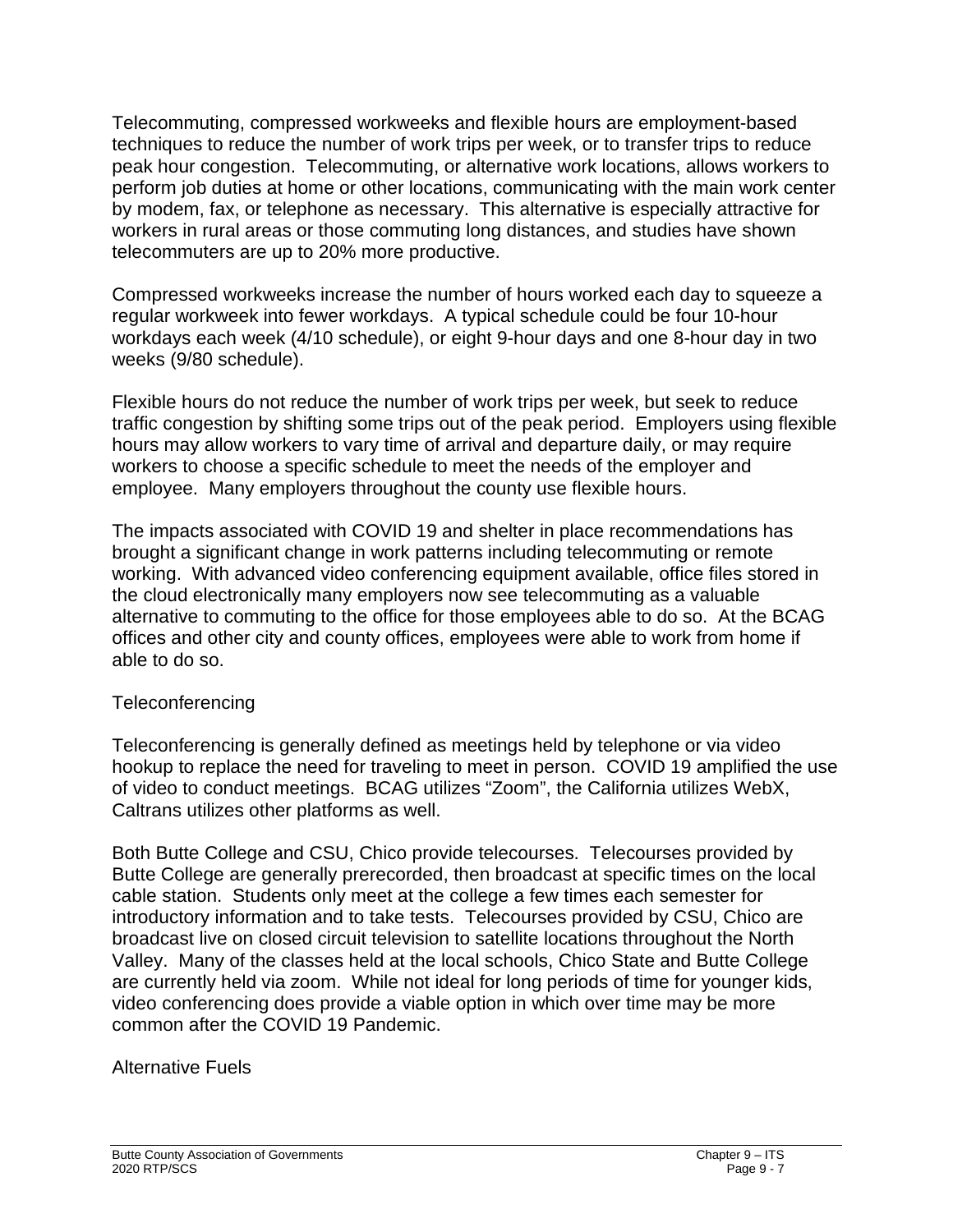Telecommuting, compressed workweeks and flexible hours are employment-based techniques to reduce the number of work trips per week, or to transfer trips to reduce peak hour congestion. Telecommuting, or alternative work locations, allows workers to perform job duties at home or other locations, communicating with the main work center by modem, fax, or telephone as necessary. This alternative is especially attractive for workers in rural areas or those commuting long distances, and studies have shown telecommuters are up to 20% more productive.

Compressed workweeks increase the number of hours worked each day to squeeze a regular workweek into fewer workdays. A typical schedule could be four 10-hour workdays each week (4/10 schedule), or eight 9-hour days and one 8-hour day in two weeks (9/80 schedule).

Flexible hours do not reduce the number of work trips per week, but seek to reduce traffic congestion by shifting some trips out of the peak period. Employers using flexible hours may allow workers to vary time of arrival and departure daily, or may require workers to choose a specific schedule to meet the needs of the employer and employee. Many employers throughout the county use flexible hours.

The impacts associated with COVID 19 and shelter in place recommendations has brought a significant change in work patterns including telecommuting or remote working. With advanced video conferencing equipment available, office files stored in the cloud electronically many employers now see telecommuting as a valuable alternative to commuting to the office for those employees able to do so. At the BCAG offices and other city and county offices, employees were able to work from home if able to do so.

## Teleconferencing

Teleconferencing is generally defined as meetings held by telephone or via video hookup to replace the need for traveling to meet in person. COVID 19 amplified the use of video to conduct meetings. BCAG utilizes "Zoom", the California utilizes WebX, Caltrans utilizes other platforms as well.

Both Butte College and CSU, Chico provide telecourses. Telecourses provided by Butte College are generally prerecorded, then broadcast at specific times on the local cable station. Students only meet at the college a few times each semester for introductory information and to take tests. Telecourses provided by CSU, Chico are broadcast live on closed circuit television to satellite locations throughout the North Valley. Many of the classes held at the local schools, Chico State and Butte College are currently held via zoom. While not ideal for long periods of time for younger kids, video conferencing does provide a viable option in which over time may be more common after the COVID 19 Pandemic.

## Alternative Fuels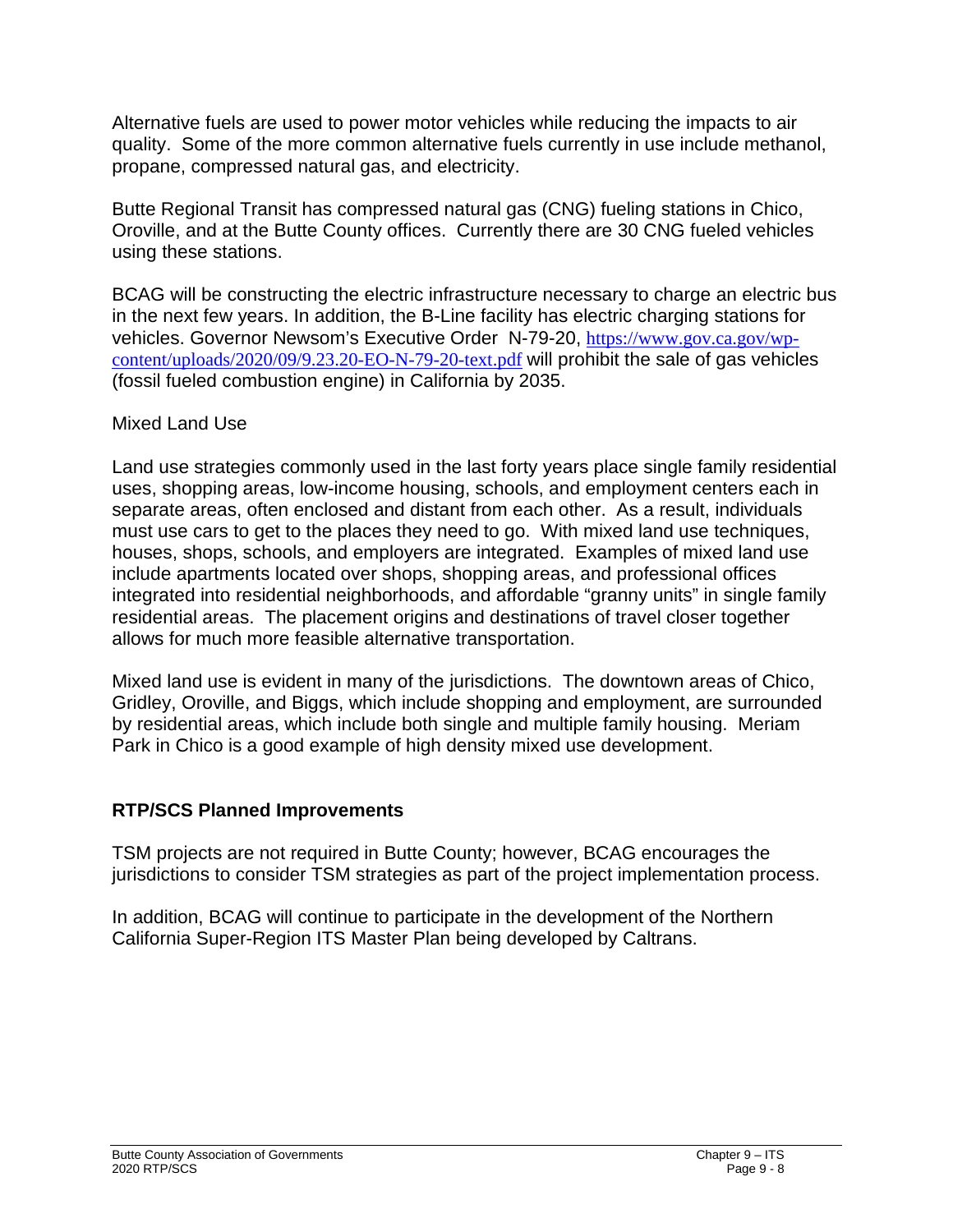Alternative fuels are used to power motor vehicles while reducing the impacts to air quality. Some of the more common alternative fuels currently in use include methanol, propane, compressed natural gas, and electricity.

Butte Regional Transit has compressed natural gas (CNG) fueling stations in Chico, Oroville, and at the Butte County offices. Currently there are 30 CNG fueled vehicles using these stations.

BCAG will be constructing the electric infrastructure necessary to charge an electric bus in the next few years. In addition, the B-Line facility has electric charging stations for vehicles. Governor Newsom's Executive Order N-79-20, https://www.gov.ca.gov/wp-content/uploads/2020/09/9.23.20-EO-N-79-20-text.pdf will prohibit the sale of gas vehicles (fossil fueled combustion engine) in California by 2035.

Mixed Land Use

Land use strategies commonly used in the last forty years place single family residential uses, shopping areas, low-income housing, schools, and employment centers each in separate areas, often enclosed and distant from each other. As a result, individuals must use cars to get to the places they need to go. With mixed land use techniques, houses, shops, schools, and employers are integrated. Examples of mixed land use include apartments located over shops, shopping areas, and professional offices integrated into residential neighborhoods, and affordable "granny units" in single family residential areas. The placement origins and destinations of travel closer together allows for much more feasible alternative transportation.

Mixed land use is evident in many of the jurisdictions. The downtown areas of Chico, Gridley, Oroville, and Biggs, which include shopping and employment, are surrounded by residential areas, which include both single and multiple family housing. Meriam Park in Chico is a good example of high density mixed use development.

## RTP/SCS Planned Improvements

TSM projects are not required in Butte County; however, BCAG encourages the jurisdictions to consider TSM strategies as part of the project implementation process.

In addition, BCAG will continue to participate in the development of the Northern California Super-Region ITS Master Plan being developed by Caltrans.